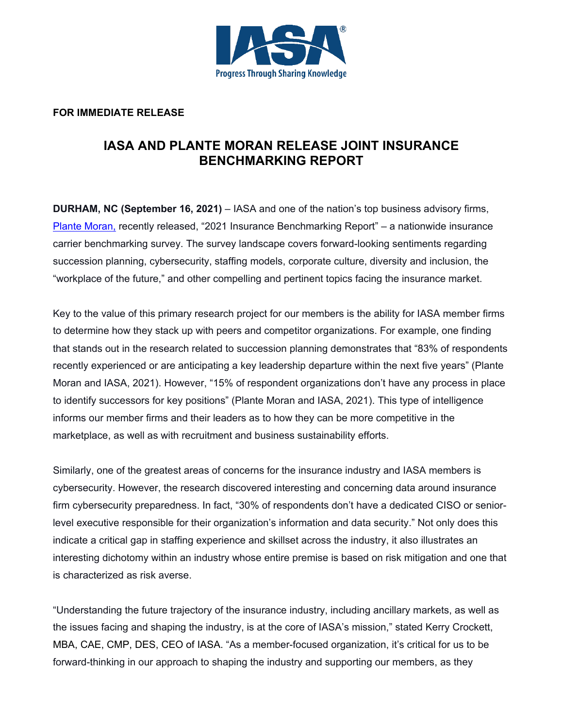**FOR IMMEDIATE RELEASE**

# IASA AND PLANTE MORAN RELEASE JOINT INSURANCE BENCHMARKING REPORT

**DURHAM, NC (September 16, 2021)** – IASA and one of the nation's top business advisory firms, [Plante Moran,]() recently released, "2021 Insurance Benchmarking Report" – a nationwide insurance carrier benchmarking survey. The survey landscape covers forward-looking sentiments regarding succession planning, cybersecurity, staffing models, corporate culture, diversity and inclusion, the "workplace of the future," and other compelling and pertinent topics facing the insurance market.

Key to the value of this primary research project for our members is the ability for IASA member firms to determine how they stack up with peers and competitor organizations. For example, one finding that stands out in the research related to succession planning demonstrates that "83% of respondents recently experienced or are anticipating a key leadership departure within the next five years" (Plante Moran and IASA, 2021). However, "15% of respondent organizations don't have any process in place to identify successors for key positions" (Plante Moran and IASA, 2021). This type of intelligence informs our member firms and their leaders as to how they can be more competitive in the marketplace, as well as with recruitment and business sustainability efforts.

Similarly, one of the greatest areas of concerns for the insurance industry and IASA members is cybersecurity. However, the research discovered interesting and concerning data around insurance firm cybersecurity preparedness. In fact, "30% of respondents don't have a dedicated CISO or senior-level executive responsible for their organization's information and data security." Not only does this indicate a critical gap in staffing experience and skillset across the industry, it also illustrates an interesting dichotomy within an industry whose entire premise is based on risk mitigation and one that is characterized as risk averse.

"Understanding the future trajectory of the insurance industry, including ancillary markets, as well as the issues facing and shaping the industry, is at the core of IASA's mission," stated Kerry Crockett, MBA, CAE, CMP, DES, CEO of IASA. "As a member-focused organization, it's critical for us to be forward-thinking in our approach to shaping the industry and supporting our members, as they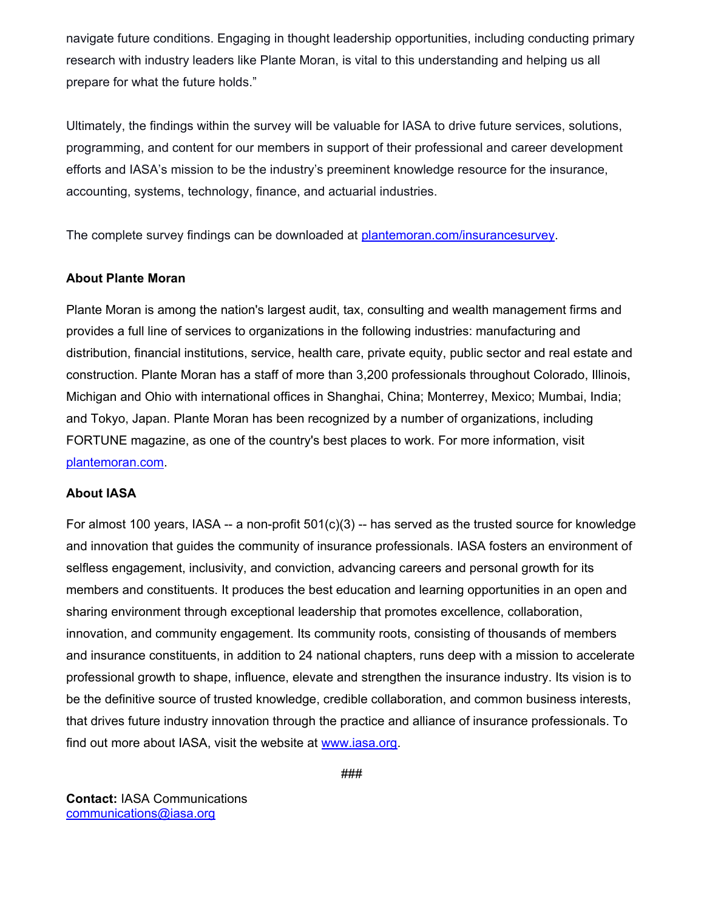navigate future conditions. Engaging in thought leadership opportunities, including conducting primary research with industry leaders like Plante Moran, is vital to this understanding and helping us all prepare for what the future holds."

Ultimately, the findings within the survey will be valuable for IASA to drive future services, solutions, programming, and content for our members in support of their professional and career development efforts and IASA's mission to be the industry's preeminent knowledge resource for the insurance, accounting, systems, technology, finance, and actuarial industries.

The complete survey findings can be downloaded at [plantemoran.com/insurancesurvey](plantemoran.com/insurancesurvey).

**About Plante Moran**

Plante Moran is among the nation's largest audit, tax, consulting and wealth management firms and provides a full line of services to organizations in the following industries: manufacturing and distribution, financial institutions, service, health care, private equity, public sector and real estate and construction. Plante Moran has a staff of more than 3,200 professionals throughout Colorado, Illinois, Michigan and Ohio with international offices in Shanghai, China; Monterrey, Mexico; Mumbai, India; and Tokyo, Japan. Plante Moran has been recognized by a number of organizations, including FORTUNE magazine, as one of the country's best places to work. For more information, visit [plantemoran.com](plantemoran.com).

**About IASA**

For almost 100 years, IASA -- a non-profit 501(c)(3) -- has served as the trusted source for knowledge and innovation that guides the community of insurance professionals. IASA fosters an environment of selfless engagement, inclusivity, and conviction, advancing careers and personal growth for its members and constituents. It produces the best education and learning opportunities in an open and sharing environment through exceptional leadership that promotes excellence, collaboration, innovation, and community engagement. Its community roots, consisting of thousands of members and insurance constituents, in addition to 24 national chapters, runs deep with a mission to accelerate professional growth to shape, influence, elevate and strengthen the insurance industry. Its vision is to be the definitive source of trusted knowledge, credible collaboration, and common business interests, that drives future industry innovation through the practice and alliance of insurance professionals. To find out more about IASA, visit the website at [www.iasa.org](www.iasa.org).

###

**Contact:** IASA Communications
[communications@iasa.org](mailto:communications@iasa.org)